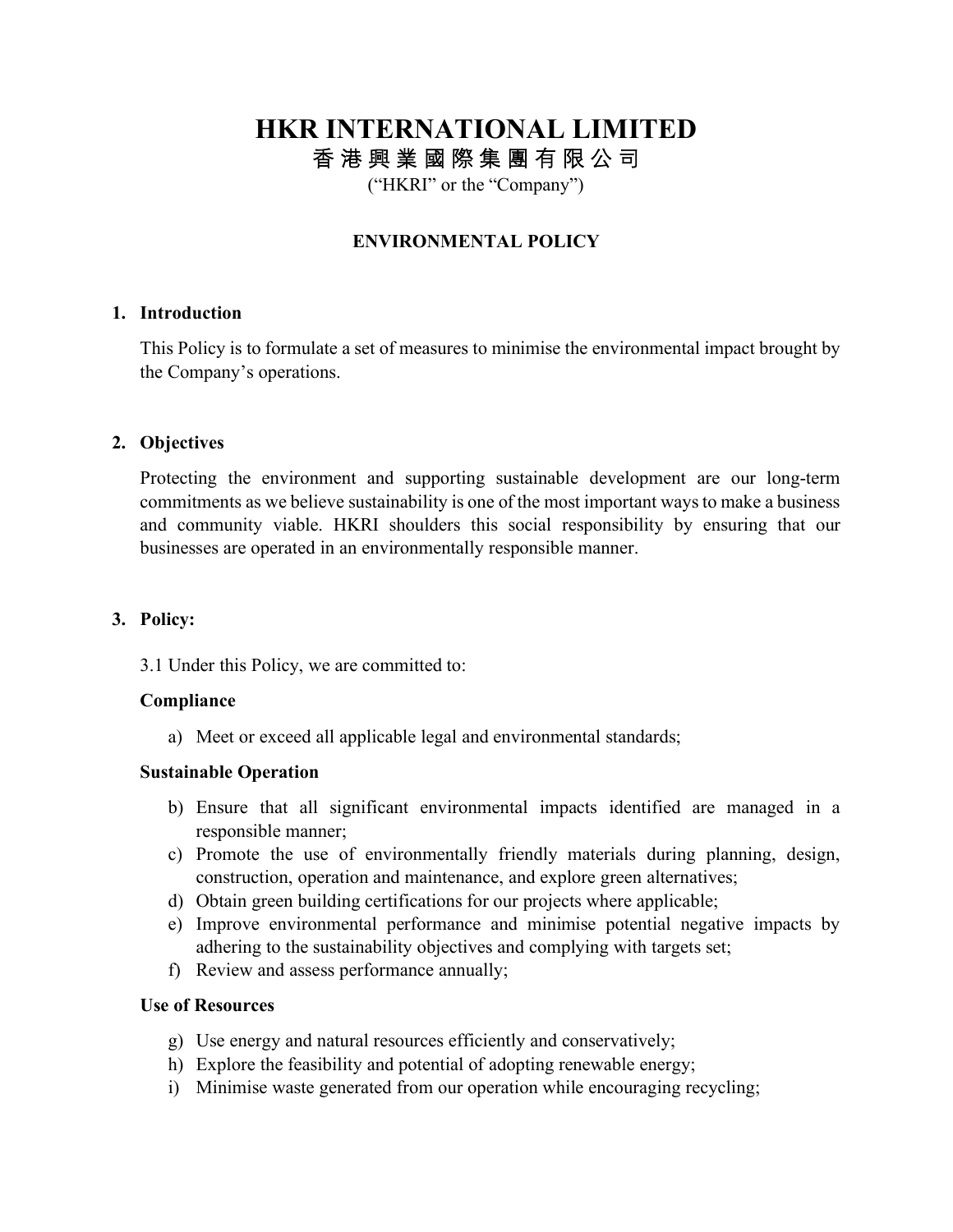# HKR INTERNATIONAL LIMITED

## 香 港 興 業 國 際 集 團 有 限 公 司

("HKRI" or the "Company")

### ENVIRONMENTAL POLICY

**1. Introduction**

This Policy is to formulate a set of measures to minimise the environmental impact brought by the Company's operations.

**2. Objectives**

Protecting the environment and supporting sustainable development are our long-term commitments as we believe sustainability is one of the most important ways to make a business and community viable. HKRI shoulders this social responsibility by ensuring that our businesses are operated in an environmentally responsible manner.

**3. Policy:**

3.1 Under this Policy, we are committed to:

**Compliance**

a) Meet or exceed all applicable legal and environmental standards;

**Sustainable Operation**

b) Ensure that all significant environmental impacts identified are managed in a responsible manner;
c) Promote the use of environmentally friendly materials during planning, design, construction, operation and maintenance, and explore green alternatives;
d) Obtain green building certifications for our projects where applicable;
e) Improve environmental performance and minimise potential negative impacts by adhering to the sustainability objectives and complying with targets set;
f) Review and assess performance annually;

**Use of Resources**

g) Use energy and natural resources efficiently and conservatively;
h) Explore the feasibility and potential of adopting renewable energy;
i) Minimise waste generated from our operation while encouraging recycling;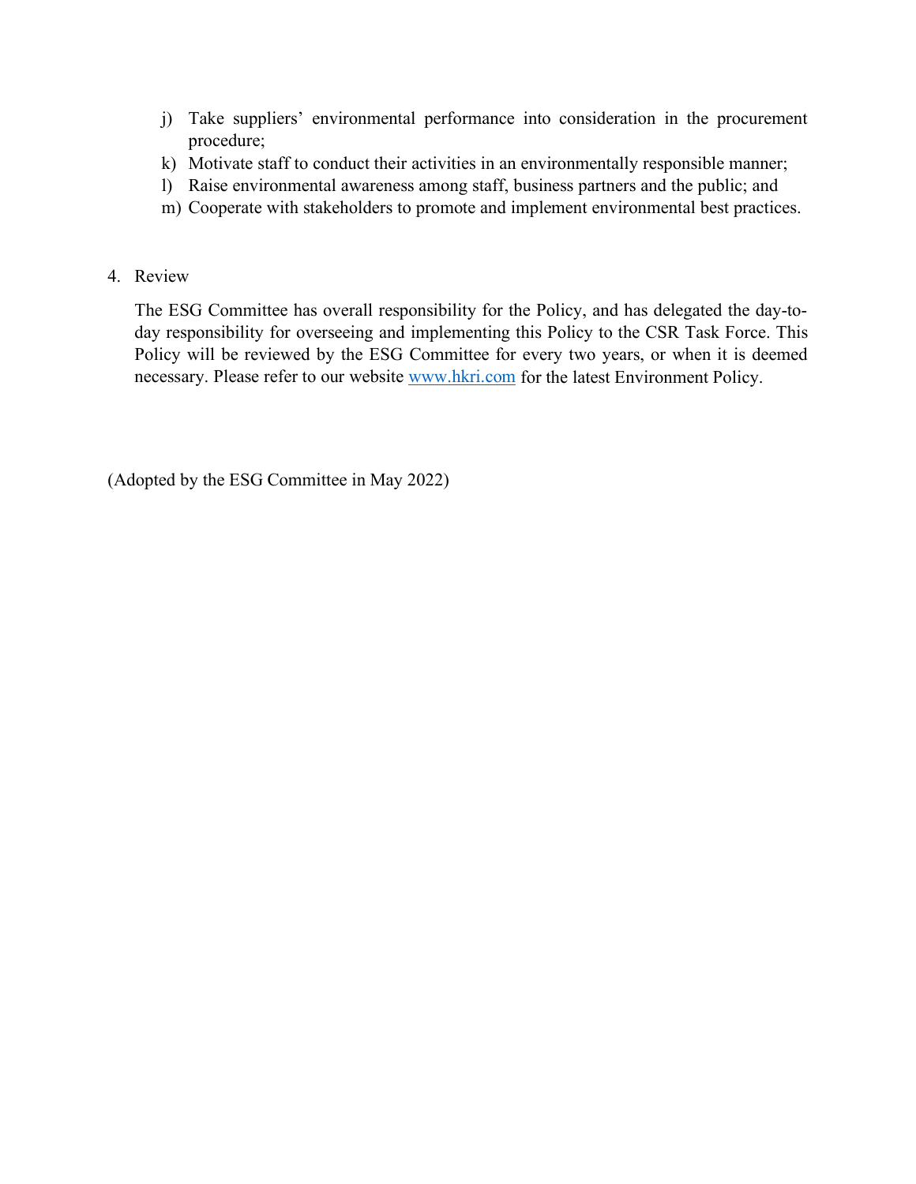j) Take suppliers' environmental performance into consideration in the procurement procedure;
k) Motivate staff to conduct their activities in an environmentally responsible manner;
l) Raise environmental awareness among staff, business partners and the public; and
m) Cooperate with stakeholders to promote and implement environmental best practices.

4. Review

   The ESG Committee has overall responsibility for the Policy, and has delegated the day-to-day responsibility for overseeing and implementing this Policy to the CSR Task Force. This Policy will be reviewed by the ESG Committee for every two years, or when it is deemed necessary. Please refer to our website www.hkri.com for the latest Environment Policy.

(Adopted by the ESG Committee in May 2022)